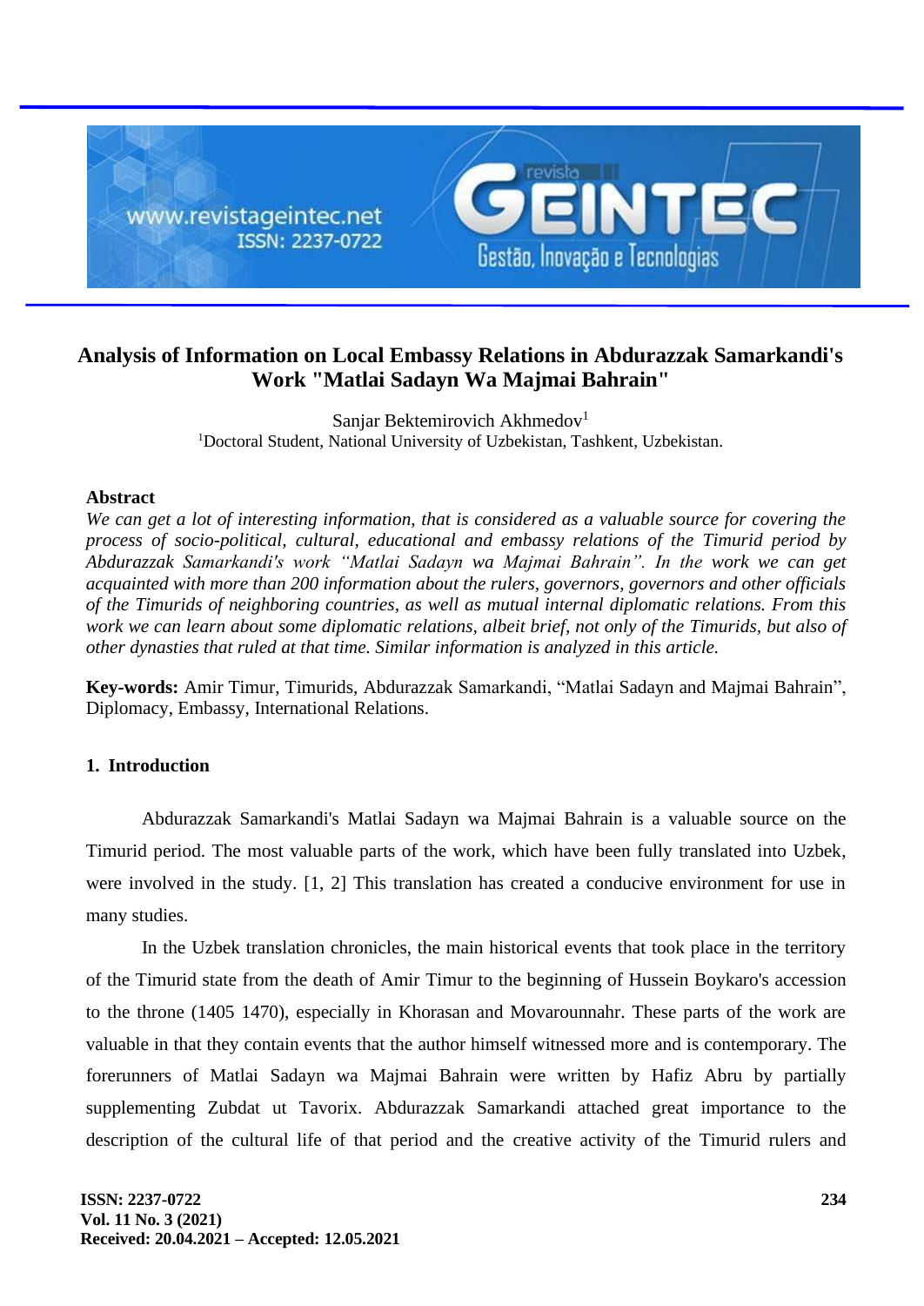# Analysis of Information on Local Embassy Relations in Abdurazzak Samarkandi's Work "Matlai Sadayn Wa Majmai Bahrain"

Sanjar Bektemirovich Akhmedov[1]

[1]Doctoral Student, National University of Uzbekistan, Tashkent, Uzbekistan.

## Abstract

*We can get a lot of interesting information, that is considered as a valuable source for covering the process of socio-political, cultural, educational and embassy relations of the Timurid period by Abdurazzak Samarkandi's work "Matlai Sadayn wa Majmai Bahrain". In the work we can get acquainted with more than 200 information about the rulers, governors, governors and other officials of the Timurids of neighboring countries, as well as mutual internal diplomatic relations. From this work we can learn about some diplomatic relations, albeit brief, not only of the Timurids, but also of other dynasties that ruled at that time. Similar information is analyzed in this article.*

**Key-words:** Amir Timur, Timurids, Abdurazzak Samarkandi, "Matlai Sadayn and Majmai Bahrain", Diplomacy, Embassy, International Relations.

## 1. Introduction

Abdurazzak Samarkandi's Matlai Sadayn wa Majmai Bahrain is a valuable source on the Timurid period. The most valuable parts of the work, which have been fully translated into Uzbek, were involved in the study. [1, 2] This translation has created a conducive environment for use in many studies.

In the Uzbek translation chronicles, the main historical events that took place in the territory of the Timurid state from the death of Amir Timur to the beginning of Hussein Boykaro's accession to the throne (1405 1470), especially in Khorasan and Movarounnahr. These parts of the work are valuable in that they contain events that the author himself witnessed more and is contemporary. The forerunners of Matlai Sadayn wa Majmai Bahrain were written by Hafiz Abru by partially supplementing Zubdat ut Tavorix. Abdurazzak Samarkandi attached great importance to the description of the cultural life of that period and the creative activity of the Timurid rulers and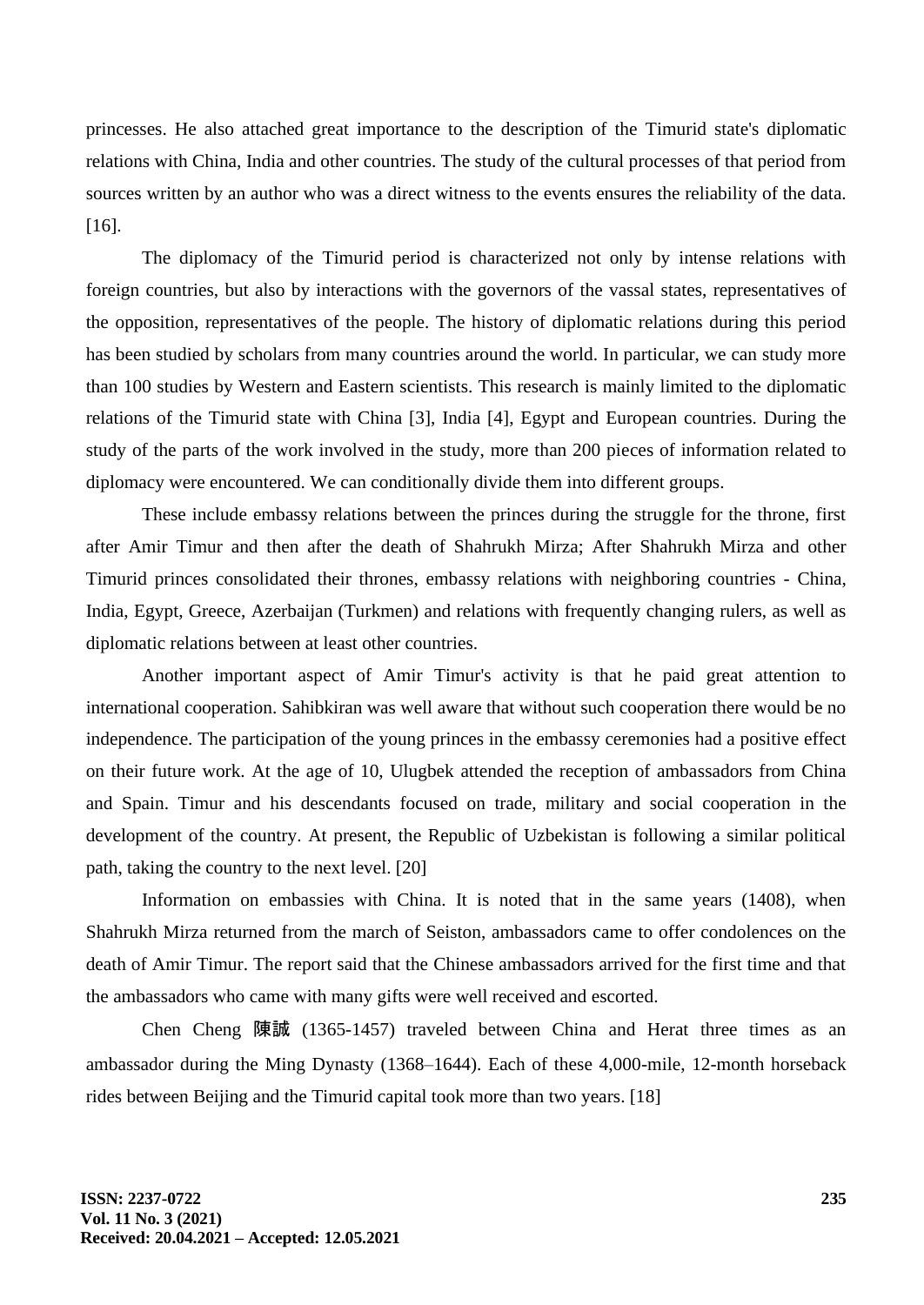princesses. He also attached great importance to the description of the Timurid state's diplomatic relations with China, India and other countries. The study of the cultural processes of that period from sources written by an author who was a direct witness to the events ensures the reliability of the data. [16].

The diplomacy of the Timurid period is characterized not only by intense relations with foreign countries, but also by interactions with the governors of the vassal states, representatives of the opposition, representatives of the people. The history of diplomatic relations during this period has been studied by scholars from many countries around the world. In particular, we can study more than 100 studies by Western and Eastern scientists. This research is mainly limited to the diplomatic relations of the Timurid state with China [3], India [4], Egypt and European countries. During the study of the parts of the work involved in the study, more than 200 pieces of information related to diplomacy were encountered. We can conditionally divide them into different groups.

These include embassy relations between the princes during the struggle for the throne, first after Amir Timur and then after the death of Shahrukh Mirza; After Shahrukh Mirza and other Timurid princes consolidated their thrones, embassy relations with neighboring countries - China, India, Egypt, Greece, Azerbaijan (Turkmen) and relations with frequently changing rulers, as well as diplomatic relations between at least other countries.

Another important aspect of Amir Timur's activity is that he paid great attention to international cooperation. Sahibkiran was well aware that without such cooperation there would be no independence. The participation of the young princes in the embassy ceremonies had a positive effect on their future work. At the age of 10, Ulugbek attended the reception of ambassadors from China and Spain. Timur and his descendants focused on trade, military and social cooperation in the development of the country. At present, the Republic of Uzbekistan is following a similar political path, taking the country to the next level. [20]

Information on embassies with China. It is noted that in the same years (1408), when Shahrukh Mirza returned from the march of Seiston, ambassadors came to offer condolences on the death of Amir Timur. The report said that the Chinese ambassadors arrived for the first time and that the ambassadors who came with many gifts were well received and escorted.

Chen Cheng 陳誠 (1365-1457) traveled between China and Herat three times as an ambassador during the Ming Dynasty (1368–1644). Each of these 4,000-mile, 12-month horseback rides between Beijing and the Timurid capital took more than two years. [18]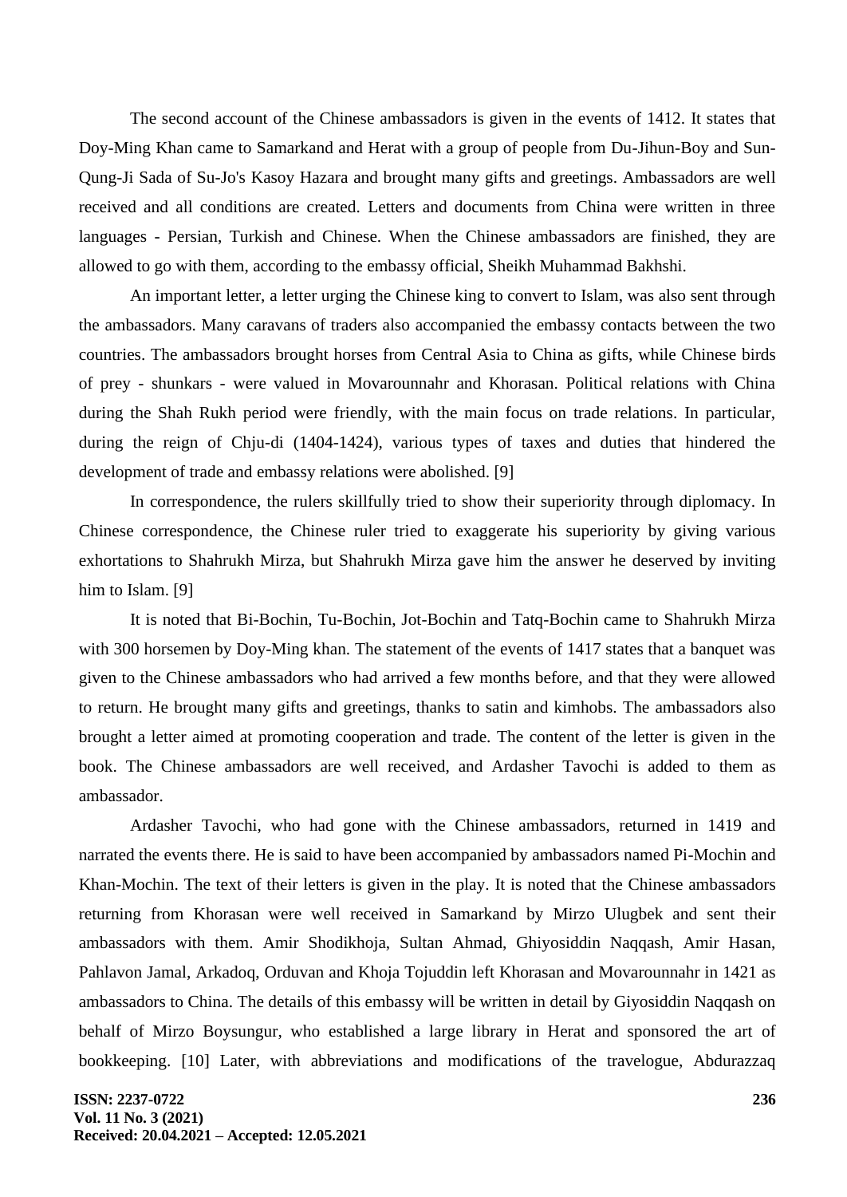The second account of the Chinese ambassadors is given in the events of 1412. It states that Doy-Ming Khan came to Samarkand and Herat with a group of people from Du-Jihun-Boy and Sun-Qung-Ji Sada of Su-Jo's Kasoy Hazara and brought many gifts and greetings. Ambassadors are well received and all conditions are created. Letters and documents from China were written in three languages - Persian, Turkish and Chinese. When the Chinese ambassadors are finished, they are allowed to go with them, according to the embassy official, Sheikh Muhammad Bakhshi.

An important letter, a letter urging the Chinese king to convert to Islam, was also sent through the ambassadors. Many caravans of traders also accompanied the embassy contacts between the two countries. The ambassadors brought horses from Central Asia to China as gifts, while Chinese birds of prey - shunkars - were valued in Movarounnahr and Khorasan. Political relations with China during the Shah Rukh period were friendly, with the main focus on trade relations. In particular, during the reign of Chju-di (1404-1424), various types of taxes and duties that hindered the development of trade and embassy relations were abolished. [9]

In correspondence, the rulers skillfully tried to show their superiority through diplomacy. In Chinese correspondence, the Chinese ruler tried to exaggerate his superiority by giving various exhortations to Shahrukh Mirza, but Shahrukh Mirza gave him the answer he deserved by inviting him to Islam. [9]

It is noted that Bi-Bochin, Tu-Bochin, Jot-Bochin and Tatq-Bochin came to Shahrukh Mirza with 300 horsemen by Doy-Ming khan. The statement of the events of 1417 states that a banquet was given to the Chinese ambassadors who had arrived a few months before, and that they were allowed to return. He brought many gifts and greetings, thanks to satin and kimhobs. The ambassadors also brought a letter aimed at promoting cooperation and trade. The content of the letter is given in the book. The Chinese ambassadors are well received, and Ardasher Tavochi is added to them as ambassador.

Ardasher Tavochi, who had gone with the Chinese ambassadors, returned in 1419 and narrated the events there. He is said to have been accompanied by ambassadors named Pi-Mochin and Khan-Mochin. The text of their letters is given in the play. It is noted that the Chinese ambassadors returning from Khorasan were well received in Samarkand by Mirzo Ulugbek and sent their ambassadors with them. Amir Shodikhoja, Sultan Ahmad, Ghiyosiddin Naqqash, Amir Hasan, Pahlavon Jamal, Arkadoq, Orduvan and Khoja Tojuddin left Khorasan and Movarounnahr in 1421 as ambassadors to China. The details of this embassy will be written in detail by Giyosiddin Naqqash on behalf of Mirzo Boysungur, who established a large library in Herat and sponsored the art of bookkeeping. [10] Later, with abbreviations and modifications of the travelogue, Abdurazzaq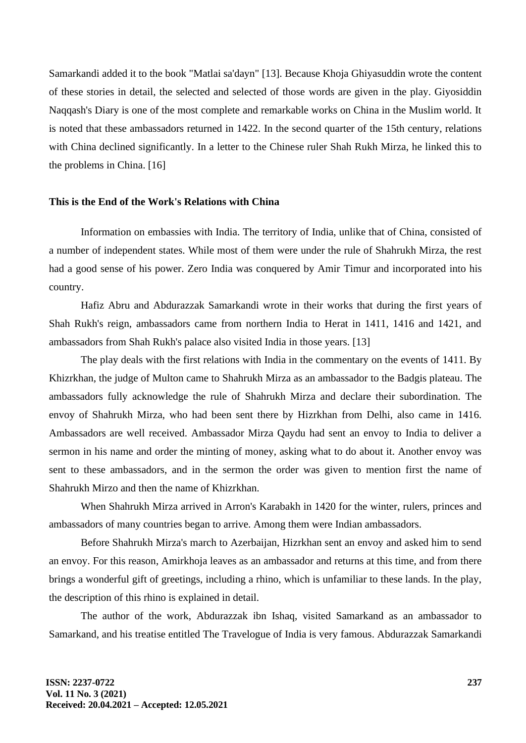Samarkandi added it to the book "Matlai sa'dayn" [13]. Because Khoja Ghiyasuddin wrote the content of these stories in detail, the selected and selected of those words are given in the play. Giyosiddin Naqqash's Diary is one of the most complete and remarkable works on China in the Muslim world. It is noted that these ambassadors returned in 1422. In the second quarter of the 15th century, relations with China declined significantly. In a letter to the Chinese ruler Shah Rukh Mirza, he linked this to the problems in China. [16]

### This is the End of the Work's Relations with China

Information on embassies with India. The territory of India, unlike that of China, consisted of a number of independent states. While most of them were under the rule of Shahrukh Mirza, the rest had a good sense of his power. Zero India was conquered by Amir Timur and incorporated into his country.

Hafiz Abru and Abdurazzak Samarkandi wrote in their works that during the first years of Shah Rukh's reign, ambassadors came from northern India to Herat in 1411, 1416 and 1421, and ambassadors from Shah Rukh's palace also visited India in those years. [13]

The play deals with the first relations with India in the commentary on the events of 1411. By Khizrkhan, the judge of Multon came to Shahrukh Mirza as an ambassador to the Badgis plateau. The ambassadors fully acknowledge the rule of Shahrukh Mirza and declare their subordination. The envoy of Shahrukh Mirza, who had been sent there by Hizrkhan from Delhi, also came in 1416. Ambassadors are well received. Ambassador Mirza Qaydu had sent an envoy to India to deliver a sermon in his name and order the minting of money, asking what to do about it. Another envoy was sent to these ambassadors, and in the sermon the order was given to mention first the name of Shahrukh Mirzo and then the name of Khizrkhan.

When Shahrukh Mirza arrived in Arron's Karabakh in 1420 for the winter, rulers, princes and ambassadors of many countries began to arrive. Among them were Indian ambassadors.

Before Shahrukh Mirza's march to Azerbaijan, Hizrkhan sent an envoy and asked him to send an envoy. For this reason, Amirkhoja leaves as an ambassador and returns at this time, and from there brings a wonderful gift of greetings, including a rhino, which is unfamiliar to these lands. In the play, the description of this rhino is explained in detail.

The author of the work, Abdurazzak ibn Ishaq, visited Samarkand as an ambassador to Samarkand, and his treatise entitled The Travelogue of India is very famous. Abdurazzak Samarkandi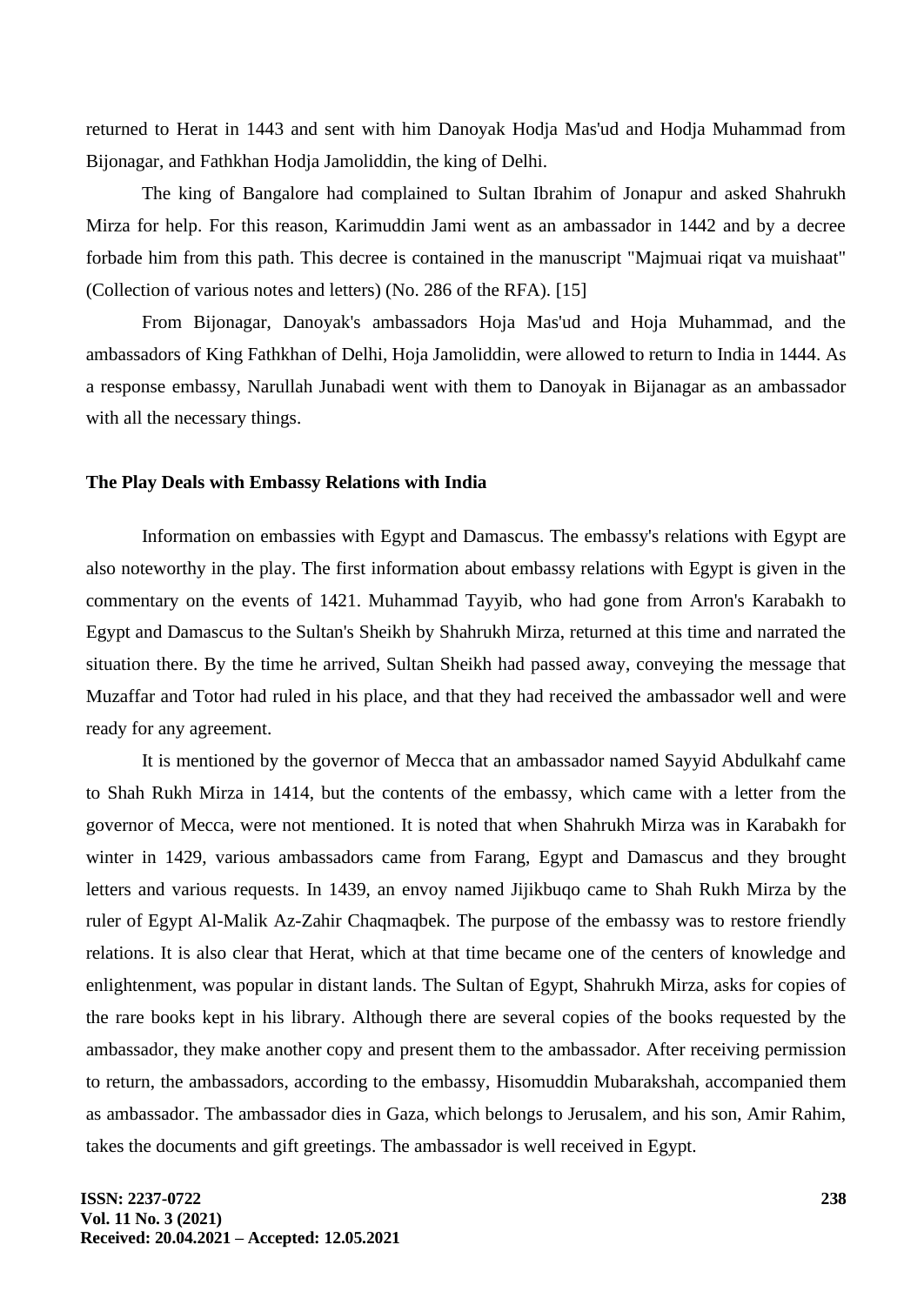returned to Herat in 1443 and sent with him Danoyak Hodja Mas'ud and Hodja Muhammad from Bijonagar, and Fathkhan Hodja Jamoliddin, the king of Delhi.

The king of Bangalore had complained to Sultan Ibrahim of Jonapur and asked Shahrukh Mirza for help. For this reason, Karimuddin Jami went as an ambassador in 1442 and by a decree forbade him from this path. This decree is contained in the manuscript "Majmuai riqat va muishaat" (Collection of various notes and letters) (No. 286 of the RFA). [15]

From Bijonagar, Danoyak's ambassadors Hoja Mas'ud and Hoja Muhammad, and the ambassadors of King Fathkhan of Delhi, Hoja Jamoliddin, were allowed to return to India in 1444. As a response embassy, Narullah Junabadi went with them to Danoyak in Bijanagar as an ambassador with all the necessary things.

### The Play Deals with Embassy Relations with India

Information on embassies with Egypt and Damascus. The embassy's relations with Egypt are also noteworthy in the play. The first information about embassy relations with Egypt is given in the commentary on the events of 1421. Muhammad Tayyib, who had gone from Arron's Karabakh to Egypt and Damascus to the Sultan's Sheikh by Shahrukh Mirza, returned at this time and narrated the situation there. By the time he arrived, Sultan Sheikh had passed away, conveying the message that Muzaffar and Totor had ruled in his place, and that they had received the ambassador well and were ready for any agreement.

It is mentioned by the governor of Mecca that an ambassador named Sayyid Abdulkahf came to Shah Rukh Mirza in 1414, but the contents of the embassy, which came with a letter from the governor of Mecca, were not mentioned. It is noted that when Shahrukh Mirza was in Karabakh for winter in 1429, various ambassadors came from Farang, Egypt and Damascus and they brought letters and various requests. In 1439, an envoy named Jijikbuqo came to Shah Rukh Mirza by the ruler of Egypt Al-Malik Az-Zahir Chaqmaqbek. The purpose of the embassy was to restore friendly relations. It is also clear that Herat, which at that time became one of the centers of knowledge and enlightenment, was popular in distant lands. The Sultan of Egypt, Shahrukh Mirza, asks for copies of the rare books kept in his library. Although there are several copies of the books requested by the ambassador, they make another copy and present them to the ambassador. After receiving permission to return, the ambassadors, according to the embassy, Hisomuddin Mubarakshah, accompanied them as ambassador. The ambassador dies in Gaza, which belongs to Jerusalem, and his son, Amir Rahim, takes the documents and gift greetings. The ambassador is well received in Egypt.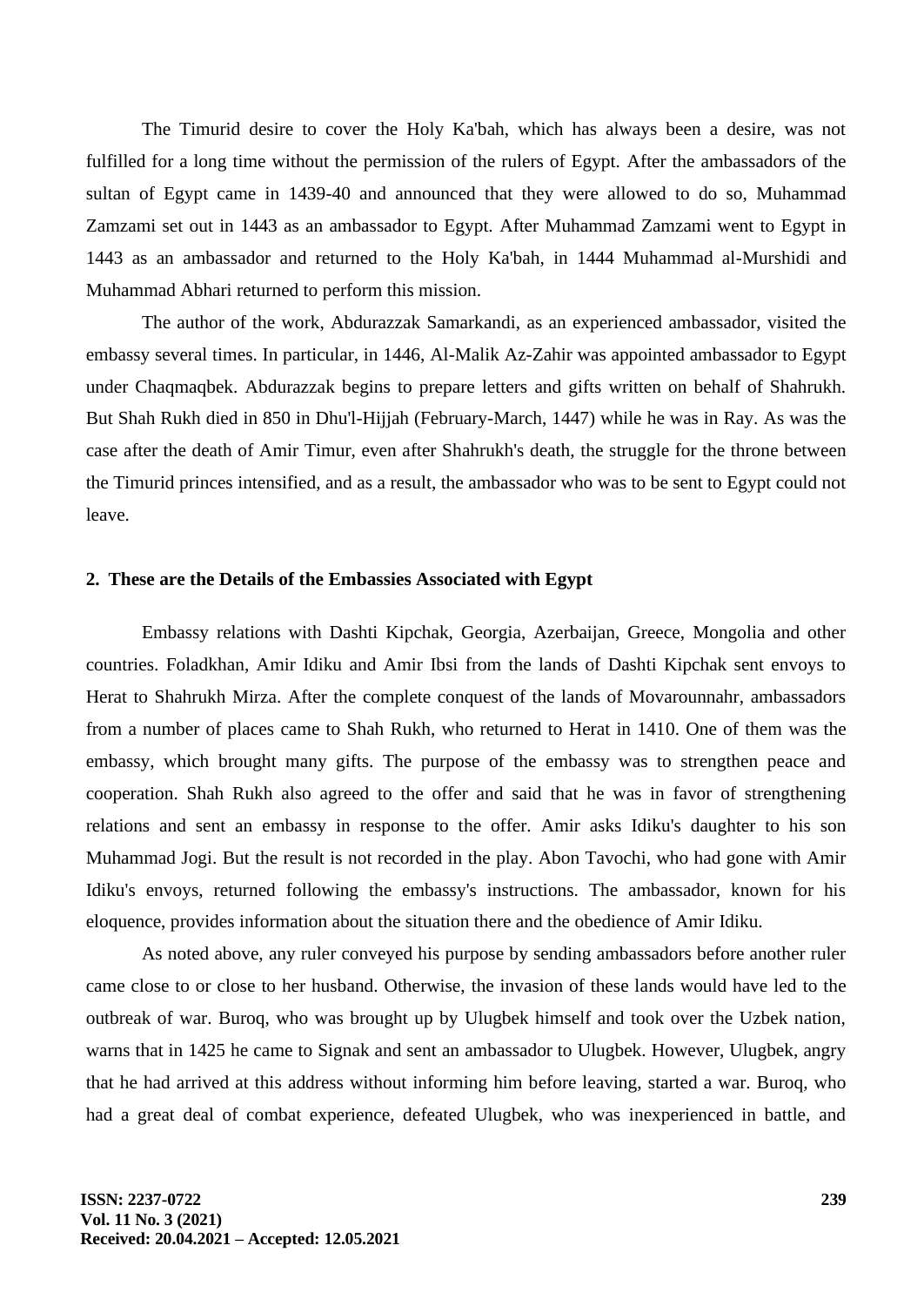The Timurid desire to cover the Holy Ka'bah, which has always been a desire, was not fulfilled for a long time without the permission of the rulers of Egypt. After the ambassadors of the sultan of Egypt came in 1439-40 and announced that they were allowed to do so, Muhammad Zamzami set out in 1443 as an ambassador to Egypt. After Muhammad Zamzami went to Egypt in 1443 as an ambassador and returned to the Holy Ka'bah, in 1444 Muhammad al-Murshidi and Muhammad Abhari returned to perform this mission.

The author of the work, Abdurazzak Samarkandi, as an experienced ambassador, visited the embassy several times. In particular, in 1446, Al-Malik Az-Zahir was appointed ambassador to Egypt under Chaqmaqbek. Abdurazzak begins to prepare letters and gifts written on behalf of Shahrukh. But Shah Rukh died in 850 in Dhu'l-Hijjah (February-March, 1447) while he was in Ray. As was the case after the death of Amir Timur, even after Shahrukh's death, the struggle for the throne between the Timurid princes intensified, and as a result, the ambassador who was to be sent to Egypt could not leave.

## 2. These are the Details of the Embassies Associated with Egypt

Embassy relations with Dashti Kipchak, Georgia, Azerbaijan, Greece, Mongolia and other countries. Foladkhan, Amir Idiku and Amir Ibsi from the lands of Dashti Kipchak sent envoys to Herat to Shahrukh Mirza. After the complete conquest of the lands of Movarounnahr, ambassadors from a number of places came to Shah Rukh, who returned to Herat in 1410. One of them was the embassy, which brought many gifts. The purpose of the embassy was to strengthen peace and cooperation. Shah Rukh also agreed to the offer and said that he was in favor of strengthening relations and sent an embassy in response to the offer. Amir asks Idiku's daughter to his son Muhammad Jogi. But the result is not recorded in the play. Abon Tavochi, who had gone with Amir Idiku's envoys, returned following the embassy's instructions. The ambassador, known for his eloquence, provides information about the situation there and the obedience of Amir Idiku.

As noted above, any ruler conveyed his purpose by sending ambassadors before another ruler came close to or close to her husband. Otherwise, the invasion of these lands would have led to the outbreak of war. Buroq, who was brought up by Ulugbek himself and took over the Uzbek nation, warns that in 1425 he came to Signak and sent an ambassador to Ulugbek. However, Ulugbek, angry that he had arrived at this address without informing him before leaving, started a war. Buroq, who had a great deal of combat experience, defeated Ulugbek, who was inexperienced in battle, and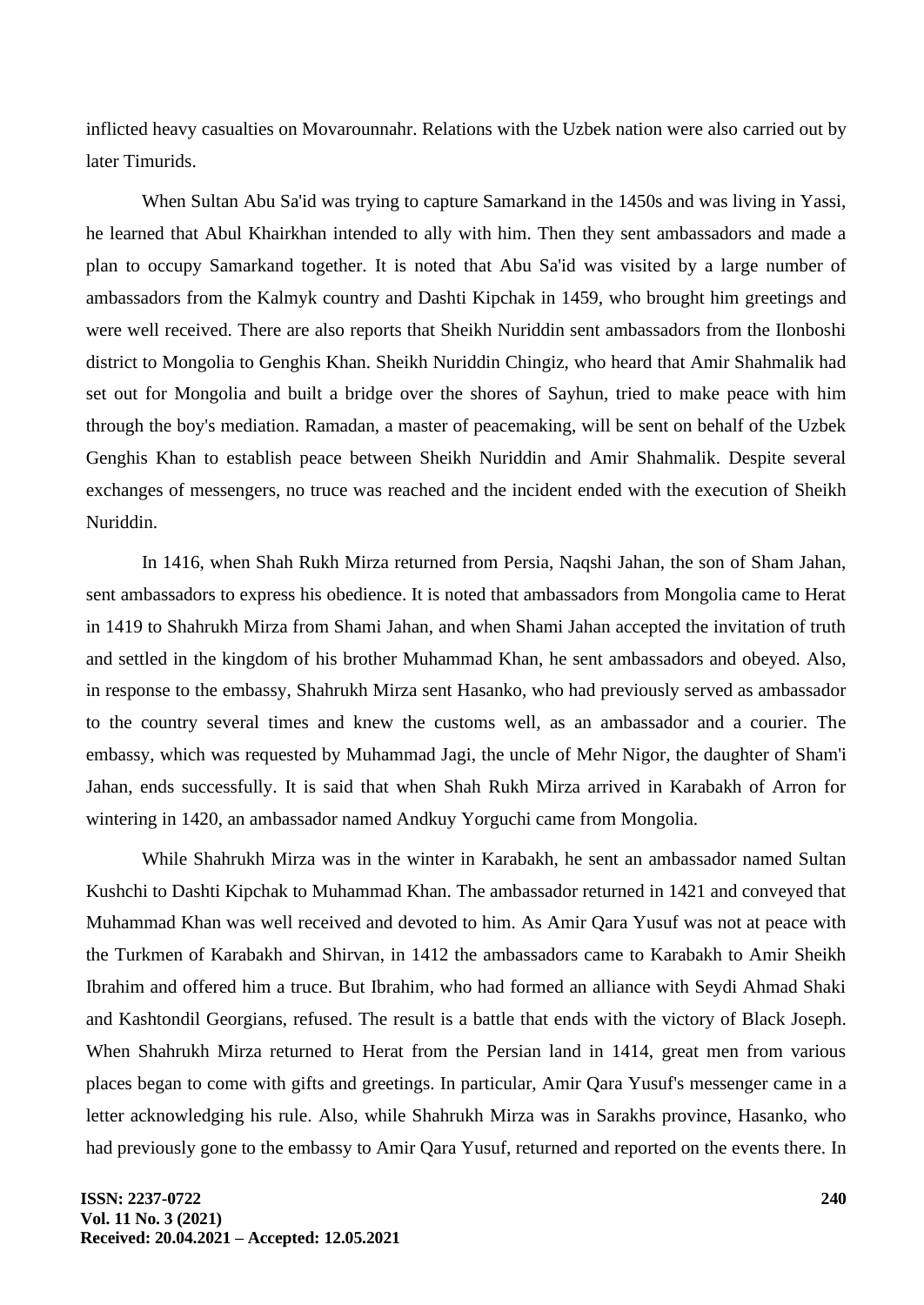inflicted heavy casualties on Movarounnahr. Relations with the Uzbek nation were also carried out by later Timurids.

When Sultan Abu Sa'id was trying to capture Samarkand in the 1450s and was living in Yassi, he learned that Abul Khairkhan intended to ally with him. Then they sent ambassadors and made a plan to occupy Samarkand together. It is noted that Abu Sa'id was visited by a large number of ambassadors from the Kalmyk country and Dashti Kipchak in 1459, who brought him greetings and were well received. There are also reports that Sheikh Nuriddin sent ambassadors from the Ilonboshi district to Mongolia to Genghis Khan. Sheikh Nuriddin Chingiz, who heard that Amir Shahmalik had set out for Mongolia and built a bridge over the shores of Sayhun, tried to make peace with him through the boy's mediation. Ramadan, a master of peacemaking, will be sent on behalf of the Uzbek Genghis Khan to establish peace between Sheikh Nuriddin and Amir Shahmalik. Despite several exchanges of messengers, no truce was reached and the incident ended with the execution of Sheikh Nuriddin.

In 1416, when Shah Rukh Mirza returned from Persia, Naqshi Jahan, the son of Sham Jahan, sent ambassadors to express his obedience. It is noted that ambassadors from Mongolia came to Herat in 1419 to Shahrukh Mirza from Shami Jahan, and when Shami Jahan accepted the invitation of truth and settled in the kingdom of his brother Muhammad Khan, he sent ambassadors and obeyed. Also, in response to the embassy, Shahrukh Mirza sent Hasanko, who had previously served as ambassador to the country several times and knew the customs well, as an ambassador and a courier. The embassy, which was requested by Muhammad Jagi, the uncle of Mehr Nigor, the daughter of Sham'i Jahan, ends successfully. It is said that when Shah Rukh Mirza arrived in Karabakh of Arron for wintering in 1420, an ambassador named Andkuy Yorguchi came from Mongolia.

While Shahrukh Mirza was in the winter in Karabakh, he sent an ambassador named Sultan Kushchi to Dashti Kipchak to Muhammad Khan. The ambassador returned in 1421 and conveyed that Muhammad Khan was well received and devoted to him. As Amir Qara Yusuf was not at peace with the Turkmen of Karabakh and Shirvan, in 1412 the ambassadors came to Karabakh to Amir Sheikh Ibrahim and offered him a truce. But Ibrahim, who had formed an alliance with Seydi Ahmad Shaki and Kashtondil Georgians, refused. The result is a battle that ends with the victory of Black Joseph. When Shahrukh Mirza returned to Herat from the Persian land in 1414, great men from various places began to come with gifts and greetings. In particular, Amir Qara Yusuf's messenger came in a letter acknowledging his rule. Also, while Shahrukh Mirza was in Sarakhs province, Hasanko, who had previously gone to the embassy to Amir Qara Yusuf, returned and reported on the events there. In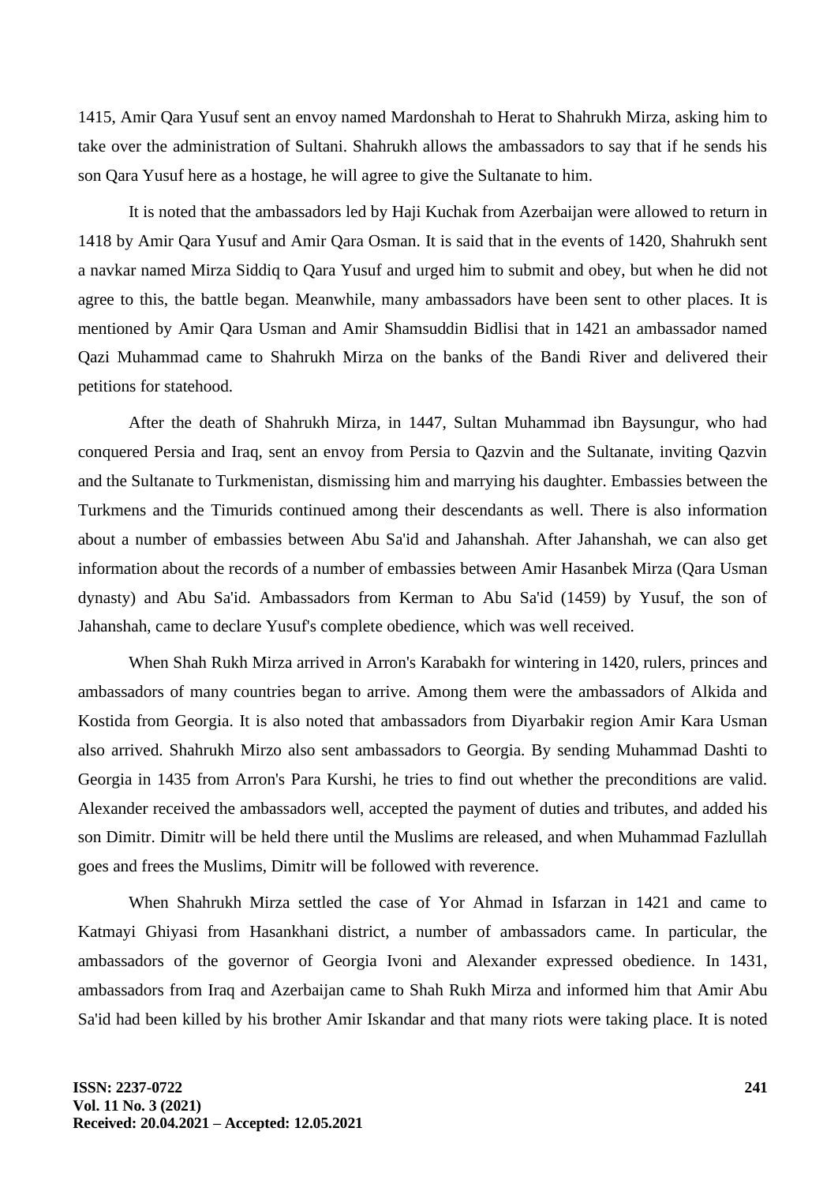1415, Amir Qara Yusuf sent an envoy named Mardonshah to Herat to Shahrukh Mirza, asking him to take over the administration of Sultani. Shahrukh allows the ambassadors to say that if he sends his son Qara Yusuf here as a hostage, he will agree to give the Sultanate to him.

It is noted that the ambassadors led by Haji Kuchak from Azerbaijan were allowed to return in 1418 by Amir Qara Yusuf and Amir Qara Osman. It is said that in the events of 1420, Shahrukh sent a navkar named Mirza Siddiq to Qara Yusuf and urged him to submit and obey, but when he did not agree to this, the battle began. Meanwhile, many ambassadors have been sent to other places. It is mentioned by Amir Qara Usman and Amir Shamsuddin Bidlisi that in 1421 an ambassador named Qazi Muhammad came to Shahrukh Mirza on the banks of the Bandi River and delivered their petitions for statehood.

After the death of Shahrukh Mirza, in 1447, Sultan Muhammad ibn Baysungur, who had conquered Persia and Iraq, sent an envoy from Persia to Qazvin and the Sultanate, inviting Qazvin and the Sultanate to Turkmenistan, dismissing him and marrying his daughter. Embassies between the Turkmens and the Timurids continued among their descendants as well. There is also information about a number of embassies between Abu Sa'id and Jahanshah. After Jahanshah, we can also get information about the records of a number of embassies between Amir Hasanbek Mirza (Qara Usman dynasty) and Abu Sa'id. Ambassadors from Kerman to Abu Sa'id (1459) by Yusuf, the son of Jahanshah, came to declare Yusuf's complete obedience, which was well received.

When Shah Rukh Mirza arrived in Arron's Karabakh for wintering in 1420, rulers, princes and ambassadors of many countries began to arrive. Among them were the ambassadors of Alkida and Kostida from Georgia. It is also noted that ambassadors from Diyarbakir region Amir Kara Usman also arrived. Shahrukh Mirzo also sent ambassadors to Georgia. By sending Muhammad Dashti to Georgia in 1435 from Arron's Para Kurshi, he tries to find out whether the preconditions are valid. Alexander received the ambassadors well, accepted the payment of duties and tributes, and added his son Dimitr. Dimitr will be held there until the Muslims are released, and when Muhammad Fazlullah goes and frees the Muslims, Dimitr will be followed with reverence.

When Shahrukh Mirza settled the case of Yor Ahmad in Isfarzan in 1421 and came to Katmayi Ghiyasi from Hasankhani district, a number of ambassadors came. In particular, the ambassadors of the governor of Georgia Ivoni and Alexander expressed obedience. In 1431, ambassadors from Iraq and Azerbaijan came to Shah Rukh Mirza and informed him that Amir Abu Sa'id had been killed by his brother Amir Iskandar and that many riots were taking place. It is noted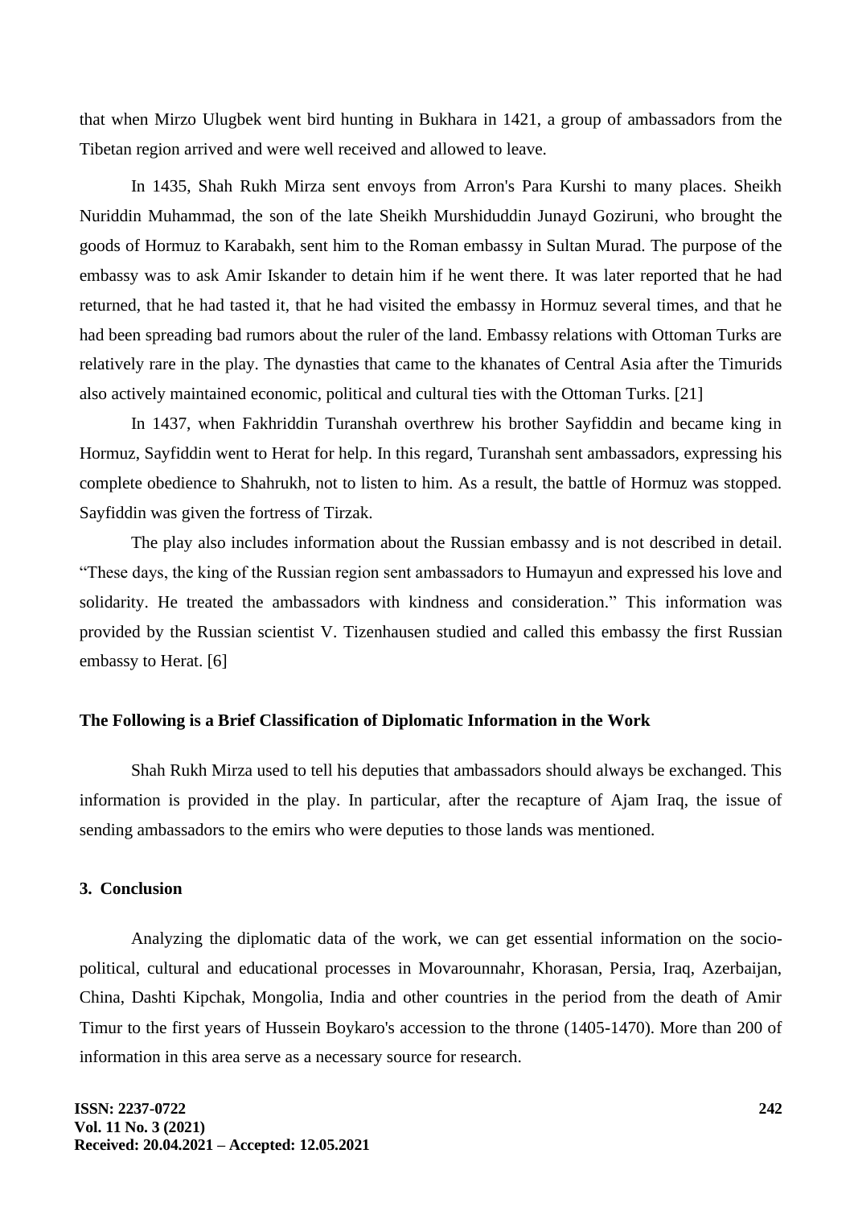that when Mirzo Ulugbek went bird hunting in Bukhara in 1421, a group of ambassadors from the Tibetan region arrived and were well received and allowed to leave.

In 1435, Shah Rukh Mirza sent envoys from Arron's Para Kurshi to many places. Sheikh Nuriddin Muhammad, the son of the late Sheikh Murshiduddin Junayd Goziruni, who brought the goods of Hormuz to Karabakh, sent him to the Roman embassy in Sultan Murad. The purpose of the embassy was to ask Amir Iskander to detain him if he went there. It was later reported that he had returned, that he had tasted it, that he had visited the embassy in Hormuz several times, and that he had been spreading bad rumors about the ruler of the land. Embassy relations with Ottoman Turks are relatively rare in the play. The dynasties that came to the khanates of Central Asia after the Timurids also actively maintained economic, political and cultural ties with the Ottoman Turks. [21]

In 1437, when Fakhriddin Turanshah overthrew his brother Sayfiddin and became king in Hormuz, Sayfiddin went to Herat for help. In this regard, Turanshah sent ambassadors, expressing his complete obedience to Shahrukh, not to listen to him. As a result, the battle of Hormuz was stopped. Sayfiddin was given the fortress of Tirzak.

The play also includes information about the Russian embassy and is not described in detail. "These days, the king of the Russian region sent ambassadors to Humayun and expressed his love and solidarity. He treated the ambassadors with kindness and consideration." This information was provided by the Russian scientist V. Tizenhausen studied and called this embassy the first Russian embassy to Herat. [6]

**The Following is a Brief Classification of Diplomatic Information in the Work**

Shah Rukh Mirza used to tell his deputies that ambassadors should always be exchanged. This information is provided in the play. In particular, after the recapture of Ajam Iraq, the issue of sending ambassadors to the emirs who were deputies to those lands was mentioned.

## 3. Conclusion

Analyzing the diplomatic data of the work, we can get essential information on the socio-political, cultural and educational processes in Movarounnahr, Khorasan, Persia, Iraq, Azerbaijan, China, Dashti Kipchak, Mongolia, India and other countries in the period from the death of Amir Timur to the first years of Hussein Boykaro's accession to the throne (1405-1470). More than 200 of information in this area serve as a necessary source for research.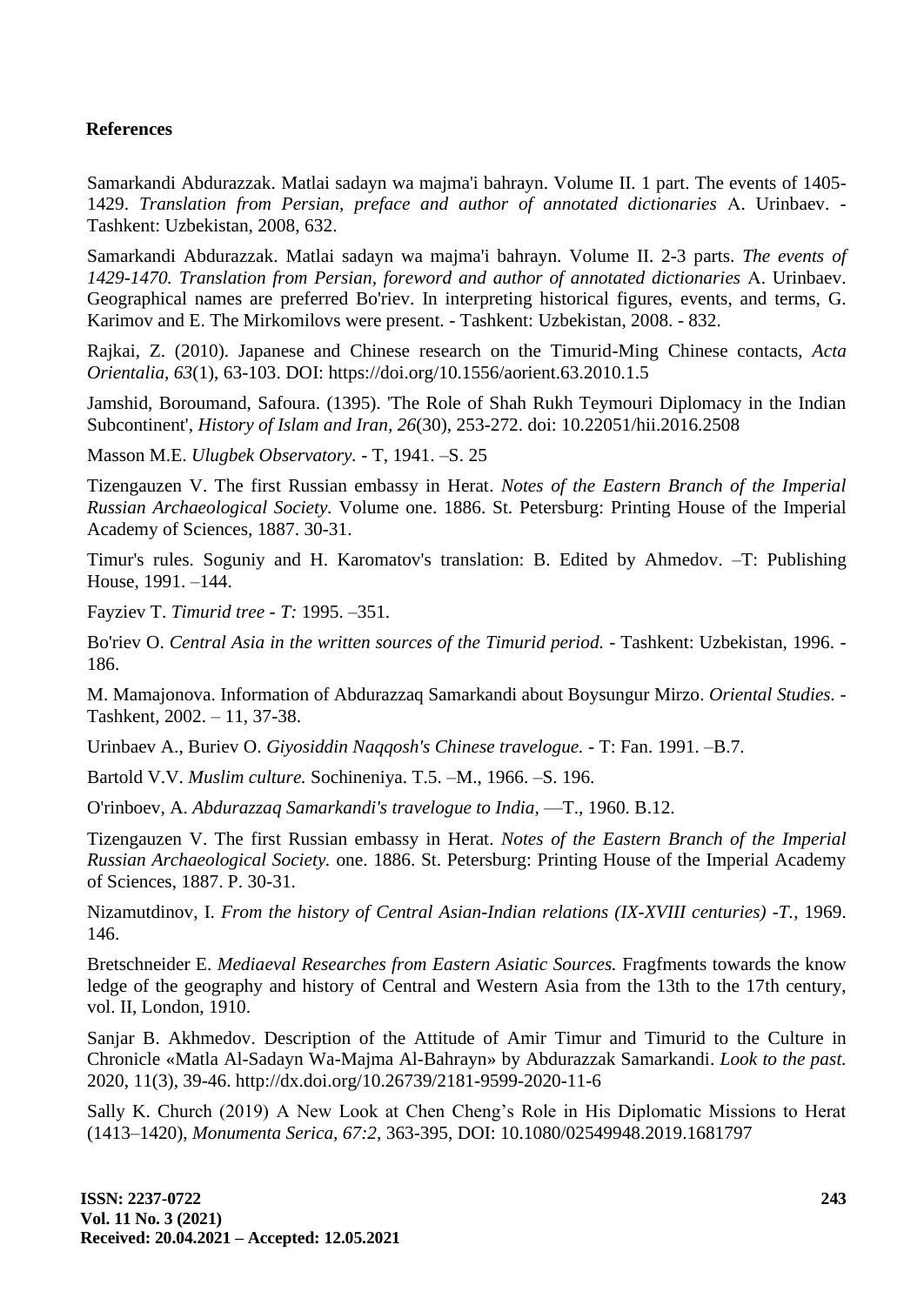**References**

Samarkandi Abdurazzak. Matlai sadayn wa majma'i bahrayn. Volume II. 1 part. The events of 1405-1429. *Translation from Persian, preface and author of annotated dictionaries* A. Urinbaev. - Tashkent: Uzbekistan, 2008, 632.

Samarkandi Abdurazzak. Matlai sadayn wa majma'i bahrayn. Volume II. 2-3 parts. *The events of 1429-1470. Translation from Persian, foreword and author of annotated dictionaries* A. Urinbaev. Geographical names are preferred Bo'riev. In interpreting historical figures, events, and terms, G. Karimov and E. The Mirkomilovs were present. - Tashkent: Uzbekistan, 2008. - 832.

Rajkai, Z. (2010). Japanese and Chinese research on the Timurid-Ming Chinese contacts, *Acta Orientalia, 63*(1), 63-103. DOI: https://doi.org/10.1556/aorient.63.2010.1.5

Jamshid, Boroumand, Safoura. (1395). 'The Role of Shah Rukh Teymouri Diplomacy in the Indian Subcontinent', *History of Islam and Iran, 26*(30), 253-272. doi: 10.22051/hii.2016.2508

Masson M.E. *Ulugbek Observatory.* - T, 1941. –S. 25

Tizengauzen V. The first Russian embassy in Herat. *Notes of the Eastern Branch of the Imperial Russian Archaeological Society.* Volume one. 1886. St. Petersburg: Printing House of the Imperial Academy of Sciences, 1887. 30-31.

Timur's rules. Soguniy and H. Karomatov's translation: B. Edited by Ahmedov. –T: Publishing House, 1991. –144.

Fayziev T. *Timurid tree - T:* 1995. –351.

Bo'riev O. *Central Asia in the written sources of the Timurid period.* - Tashkent: Uzbekistan, 1996. - 186.

M. Mamajonova. Information of Abdurazzaq Samarkandi about Boysungur Mirzo. *Oriental Studies.* - Tashkent, 2002. – 11, 37-38.

Urinbaev A., Buriev O. *Giyosiddin Naqqosh's Chinese travelogue.* - T: Fan. 1991. –B.7.

Bartold V.V. *Muslim culture.* Sochineniya. T.5. –M., 1966. –S. 196.

O'rinboev, A. *Abdurazzaq Samarkandi's travelogue to India,* —T., 1960. B.12.

Tizengauzen V. The first Russian embassy in Herat. *Notes of the Eastern Branch of the Imperial Russian Archaeological Society.* one. 1886. St. Petersburg: Printing House of the Imperial Academy of Sciences, 1887. P. 30-31.

Nizamutdinov, I. *From the history of Central Asian-Indian relations (IX-XVIII centuries) -T.,* 1969. 146.

Bretschneider E. *Mediaeval Researches from Eastern Asiatic Sources.* Fragfments towards the know ledge of the geography and history of Central and Western Asia from the 13th to the 17th century, vol. II, London, 1910.

Sanjar B. Akhmedov. Description of the Attitude of Amir Timur and Timurid to the Culture in Chronicle «Matla Al-Sadayn Wa-Majma Al-Bahrayn» by Abdurazzak Samarkandi. *Look to the past.* 2020, 11(3), 39-46. http://dx.doi.org/10.26739/2181-9599-2020-11-6

Sally K. Church (2019) A New Look at Chen Cheng's Role in His Diplomatic Missions to Herat (1413–1420), *Monumenta Serica, 67:2,* 363-395, DOI: 10.1080/02549948.2019.1681797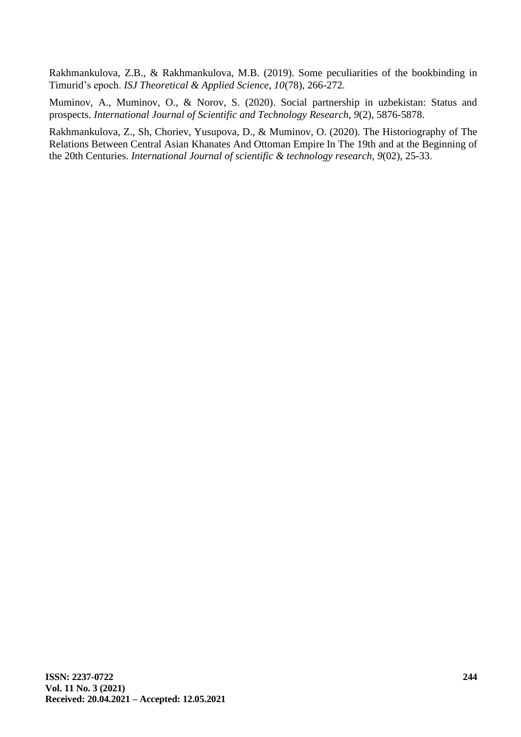Rakhmankulova, Z.B., & Rakhmankulova, M.B. (2019). Some peculiarities of the bookbinding in Timurid's epoch. *ISJ Theoretical & Applied Science, 10*(78), 266-272.

Muminov, A., Muminov, O., & Norov, S. (2020). Social partnership in uzbekistan: Status and prospects. *International Journal of Scientific and Technology Research, 9*(2), 5876-5878.

Rakhmankulova, Z., Sh, Choriev, Yusupova, D., & Muminov, O. (2020). The Historiography of The Relations Between Central Asian Khanates And Ottoman Empire In The 19th and at the Beginning of the 20th Centuries. *International Journal of scientific & technology research, 9*(02), 25-33.